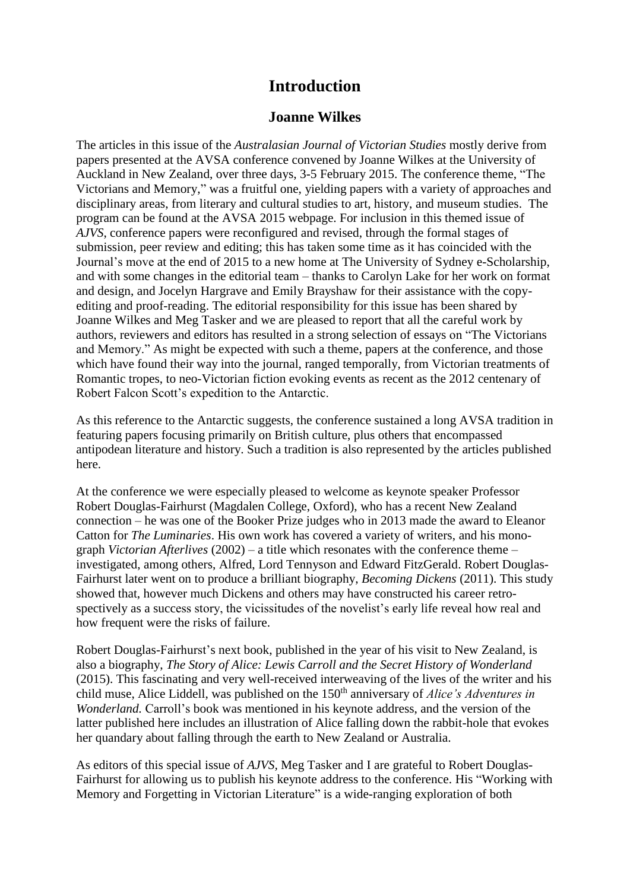# Introduction

## Joanne Wilkes

The articles in this issue of the *Australasian Journal of Victorian Studies* mostly derive from papers presented at the AVSA conference convened by Joanne Wilkes at the University of Auckland in New Zealand, over three days, 3-5 February 2015. The conference theme, "The Victorians and Memory," was a fruitful one, yielding papers with a variety of approaches and disciplinary areas, from literary and cultural studies to art, history, and museum studies. The program can be found at the AVSA 2015 webpage. For inclusion in this themed issue of *AJVS*, conference papers were reconfigured and revised, through the formal stages of submission, peer review and editing; this has taken some time as it has coincided with the Journal's move at the end of 2015 to a new home at The University of Sydney e-Scholarship, and with some changes in the editorial team – thanks to Carolyn Lake for her work on format and design, and Jocelyn Hargrave and Emily Brayshaw for their assistance with the copy-editing and proof-reading. The editorial responsibility for this issue has been shared by Joanne Wilkes and Meg Tasker and we are pleased to report that all the careful work by authors, reviewers and editors has resulted in a strong selection of essays on "The Victorians and Memory." As might be expected with such a theme, papers at the conference, and those which have found their way into the journal, ranged temporally, from Victorian treatments of Romantic tropes, to neo-Victorian fiction evoking events as recent as the 2012 centenary of Robert Falcon Scott's expedition to the Antarctic.

As this reference to the Antarctic suggests, the conference sustained a long AVSA tradition in featuring papers focusing primarily on British culture, plus others that encompassed antipodean literature and history. Such a tradition is also represented by the articles published here.

At the conference we were especially pleased to welcome as keynote speaker Professor Robert Douglas-Fairhurst (Magdalen College, Oxford), who has a recent New Zealand connection – he was one of the Booker Prize judges who in 2013 made the award to Eleanor Catton for *The Luminaries*. His own work has covered a variety of writers, and his monograph *Victorian Afterlives* (2002) – a title which resonates with the conference theme – investigated, among others, Alfred, Lord Tennyson and Edward FitzGerald. Robert Douglas-Fairhurst later went on to produce a brilliant biography, *Becoming Dickens* (2011). This study showed that, however much Dickens and others may have constructed his career retrospectively as a success story, the vicissitudes of the novelist's early life reveal how real and how frequent were the risks of failure.

Robert Douglas-Fairhurst's next book, published in the year of his visit to New Zealand, is also a biography, *The Story of Alice: Lewis Carroll and the Secret History of Wonderland* (2015). This fascinating and very well-received interweaving of the lives of the writer and his child muse, Alice Liddell, was published on the 150th anniversary of *Alice's Adventures in Wonderland.* Carroll's book was mentioned in his keynote address, and the version of the latter published here includes an illustration of Alice falling down the rabbit-hole that evokes her quandary about falling through the earth to New Zealand or Australia.

As editors of this special issue of *AJVS*, Meg Tasker and I are grateful to Robert Douglas-Fairhurst for allowing us to publish his keynote address to the conference. His "Working with Memory and Forgetting in Victorian Literature" is a wide-ranging exploration of both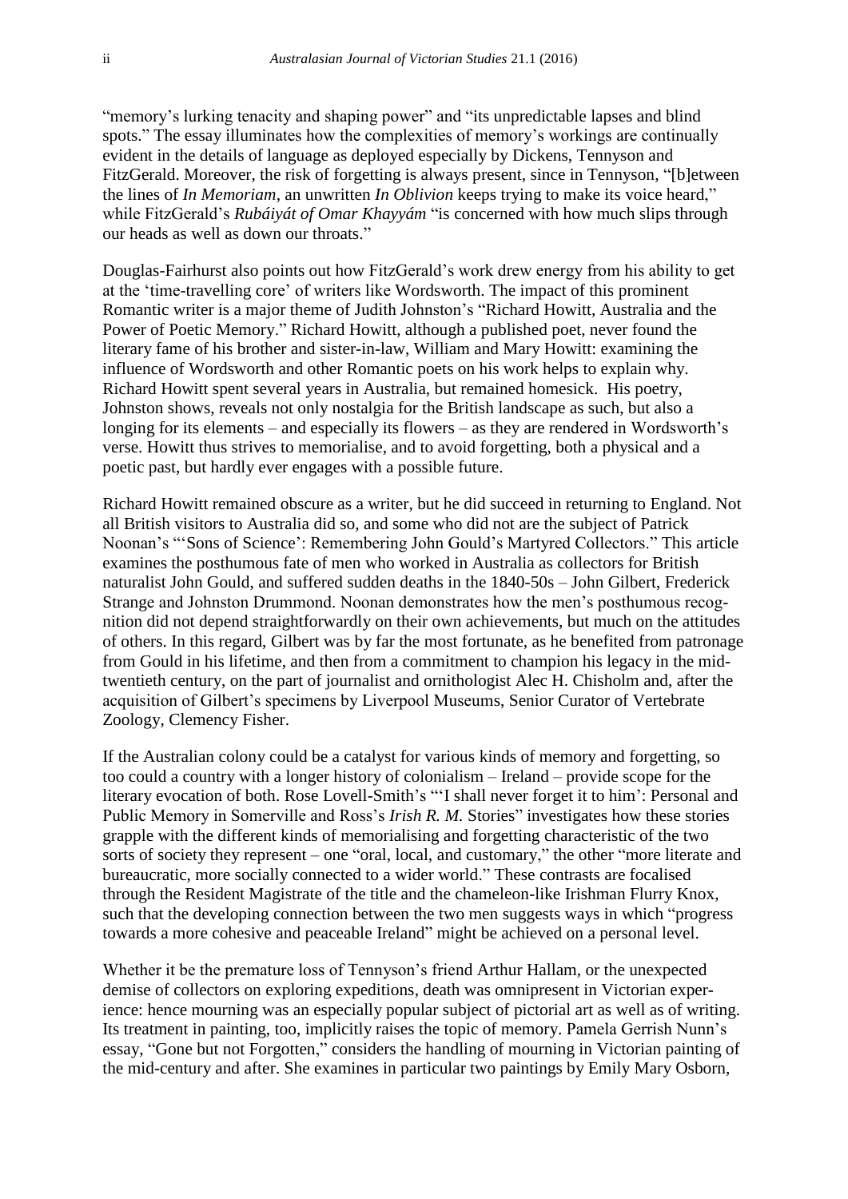"memory's lurking tenacity and shaping power" and "its unpredictable lapses and blind spots." The essay illuminates how the complexities of memory's workings are continually evident in the details of language as deployed especially by Dickens, Tennyson and FitzGerald. Moreover, the risk of forgetting is always present, since in Tennyson, "[b]etween the lines of *In Memoriam*, an unwritten *In Oblivion* keeps trying to make its voice heard," while FitzGerald's *Rubáiyát of Omar Khayyám* "is concerned with how much slips through our heads as well as down our throats."

Douglas-Fairhurst also points out how FitzGerald's work drew energy from his ability to get at the 'time-travelling core' of writers like Wordsworth. The impact of this prominent Romantic writer is a major theme of Judith Johnston's "Richard Howitt, Australia and the Power of Poetic Memory." Richard Howitt, although a published poet, never found the literary fame of his brother and sister-in-law, William and Mary Howitt: examining the influence of Wordsworth and other Romantic poets on his work helps to explain why. Richard Howitt spent several years in Australia, but remained homesick. His poetry, Johnston shows, reveals not only nostalgia for the British landscape as such, but also a longing for its elements – and especially its flowers – as they are rendered in Wordsworth's verse. Howitt thus strives to memorialise, and to avoid forgetting, both a physical and a poetic past, but hardly ever engages with a possible future.

Richard Howitt remained obscure as a writer, but he did succeed in returning to England. Not all British visitors to Australia did so, and some who did not are the subject of Patrick Noonan's "'Sons of Science': Remembering John Gould's Martyred Collectors." This article examines the posthumous fate of men who worked in Australia as collectors for British naturalist John Gould, and suffered sudden deaths in the 1840-50s – John Gilbert, Frederick Strange and Johnston Drummond. Noonan demonstrates how the men's posthumous recognition did not depend straightforwardly on their own achievements, but much on the attitudes of others. In this regard, Gilbert was by far the most fortunate, as he benefited from patronage from Gould in his lifetime, and then from a commitment to champion his legacy in the mid-twentieth century, on the part of journalist and ornithologist Alec H. Chisholm and, after the acquisition of Gilbert's specimens by Liverpool Museums, Senior Curator of Vertebrate Zoology, Clemency Fisher.

If the Australian colony could be a catalyst for various kinds of memory and forgetting, so too could a country with a longer history of colonialism – Ireland – provide scope for the literary evocation of both. Rose Lovell-Smith's "'I shall never forget it to him': Personal and Public Memory in Somerville and Ross's *Irish R. M.* Stories" investigates how these stories grapple with the different kinds of memorialising and forgetting characteristic of the two sorts of society they represent – one "oral, local, and customary," the other "more literate and bureaucratic, more socially connected to a wider world." These contrasts are focalised through the Resident Magistrate of the title and the chameleon-like Irishman Flurry Knox, such that the developing connection between the two men suggests ways in which "progress towards a more cohesive and peaceable Ireland" might be achieved on a personal level.

Whether it be the premature loss of Tennyson's friend Arthur Hallam, or the unexpected demise of collectors on exploring expeditions, death was omnipresent in Victorian experience: hence mourning was an especially popular subject of pictorial art as well as of writing. Its treatment in painting, too, implicitly raises the topic of memory. Pamela Gerrish Nunn's essay, "Gone but not Forgotten," considers the handling of mourning in Victorian painting of the mid-century and after. She examines in particular two paintings by Emily Mary Osborn,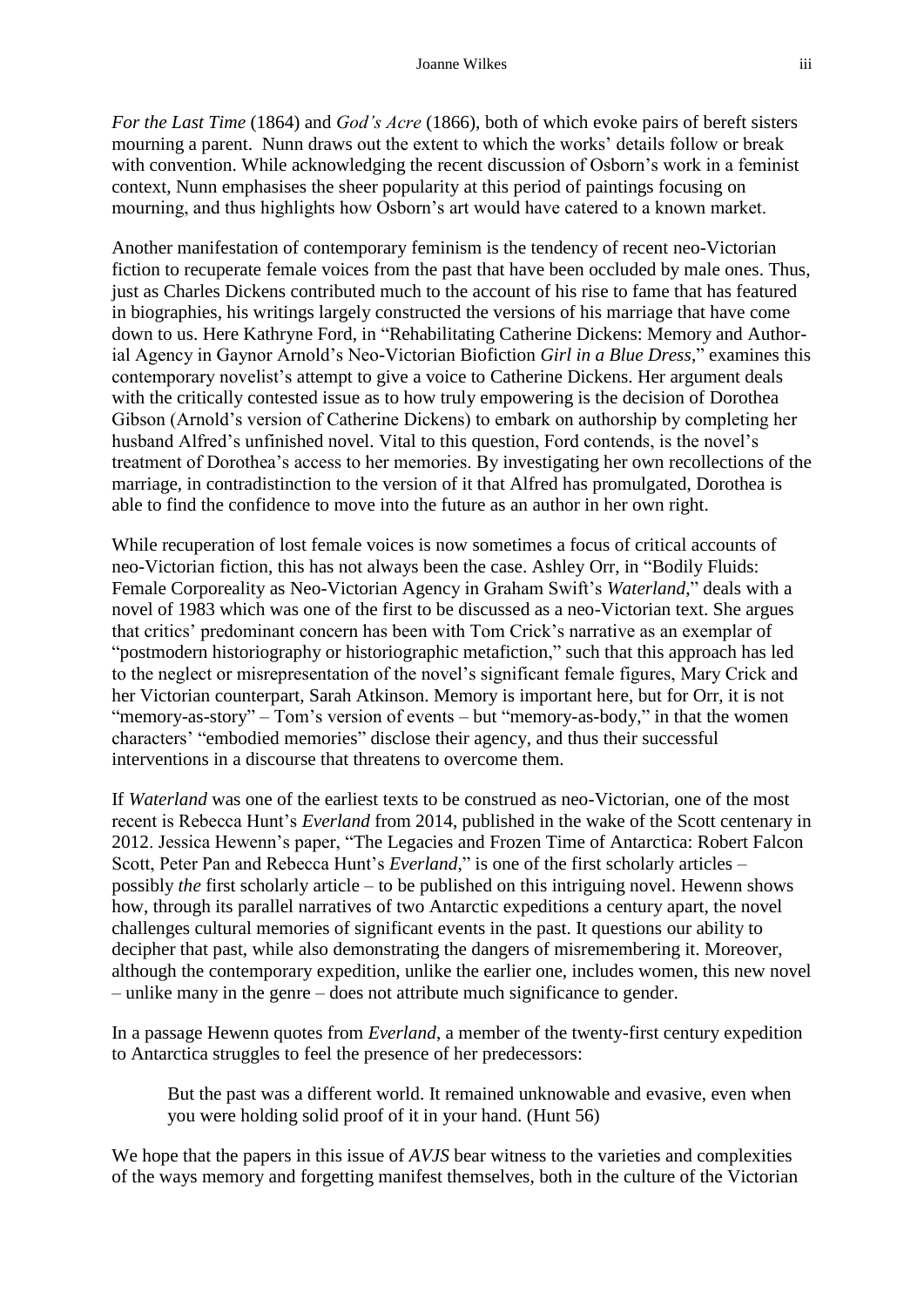*For the Last Time* (1864) and *God's Acre* (1866), both of which evoke pairs of bereft sisters mourning a parent. Nunn draws out the extent to which the works' details follow or break with convention. While acknowledging the recent discussion of Osborn's work in a feminist context, Nunn emphasises the sheer popularity at this period of paintings focusing on mourning, and thus highlights how Osborn's art would have catered to a known market.

Another manifestation of contemporary feminism is the tendency of recent neo-Victorian fiction to recuperate female voices from the past that have been occluded by male ones. Thus, just as Charles Dickens contributed much to the account of his rise to fame that has featured in biographies, his writings largely constructed the versions of his marriage that have come down to us. Here Kathryne Ford, in "Rehabilitating Catherine Dickens: Memory and Authorial Agency in Gaynor Arnold's Neo-Victorian Biofiction *Girl in a Blue Dress*," examines this contemporary novelist's attempt to give a voice to Catherine Dickens. Her argument deals with the critically contested issue as to how truly empowering is the decision of Dorothea Gibson (Arnold's version of Catherine Dickens) to embark on authorship by completing her husband Alfred's unfinished novel. Vital to this question, Ford contends, is the novel's treatment of Dorothea's access to her memories. By investigating her own recollections of the marriage, in contradistinction to the version of it that Alfred has promulgated, Dorothea is able to find the confidence to move into the future as an author in her own right.

While recuperation of lost female voices is now sometimes a focus of critical accounts of neo-Victorian fiction, this has not always been the case. Ashley Orr, in "Bodily Fluids: Female Corporeality as Neo-Victorian Agency in Graham Swift's *Waterland*," deals with a novel of 1983 which was one of the first to be discussed as a neo-Victorian text. She argues that critics' predominant concern has been with Tom Crick's narrative as an exemplar of "postmodern historiography or historiographic metafiction," such that this approach has led to the neglect or misrepresentation of the novel's significant female figures, Mary Crick and her Victorian counterpart, Sarah Atkinson. Memory is important here, but for Orr, it is not "memory-as-story" – Tom's version of events – but "memory-as-body," in that the women characters' "embodied memories" disclose their agency, and thus their successful interventions in a discourse that threatens to overcome them.

If *Waterland* was one of the earliest texts to be construed as neo-Victorian, one of the most recent is Rebecca Hunt's *Everland* from 2014, published in the wake of the Scott centenary in 2012. Jessica Hewenn's paper, "The Legacies and Frozen Time of Antarctica: Robert Falcon Scott, Peter Pan and Rebecca Hunt's *Everland*," is one of the first scholarly articles – possibly *the* first scholarly article – to be published on this intriguing novel. Hewenn shows how, through its parallel narratives of two Antarctic expeditions a century apart, the novel challenges cultural memories of significant events in the past. It questions our ability to decipher that past, while also demonstrating the dangers of misremembering it. Moreover, although the contemporary expedition, unlike the earlier one, includes women, this new novel – unlike many in the genre – does not attribute much significance to gender.

In a passage Hewenn quotes from *Everland*, a member of the twenty-first century expedition to Antarctica struggles to feel the presence of her predecessors:

> But the past was a different world. It remained unknowable and evasive, even when you were holding solid proof of it in your hand. (Hunt 56)

We hope that the papers in this issue of *AVJS* bear witness to the varieties and complexities of the ways memory and forgetting manifest themselves, both in the culture of the Victorian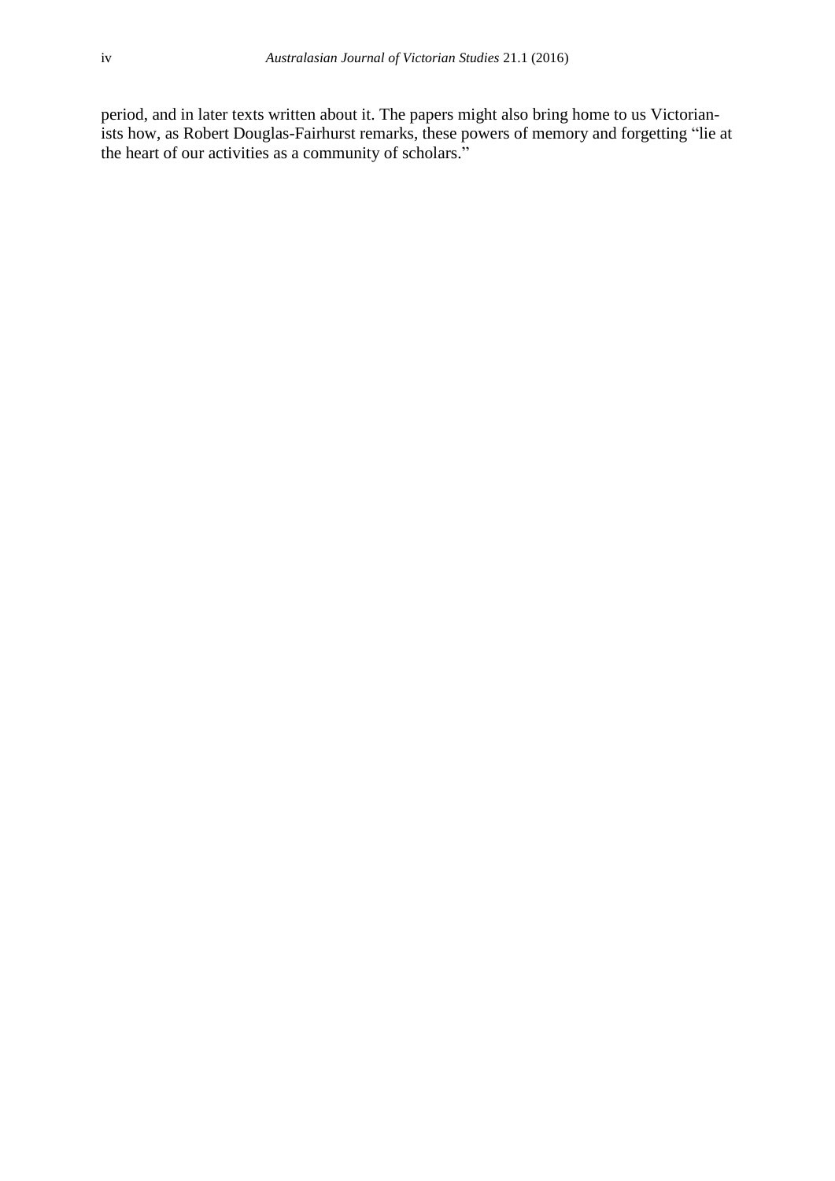period, and in later texts written about it. The papers might also bring home to us Victorianists how, as Robert Douglas-Fairhurst remarks, these powers of memory and forgetting "lie at the heart of our activities as a community of scholars."